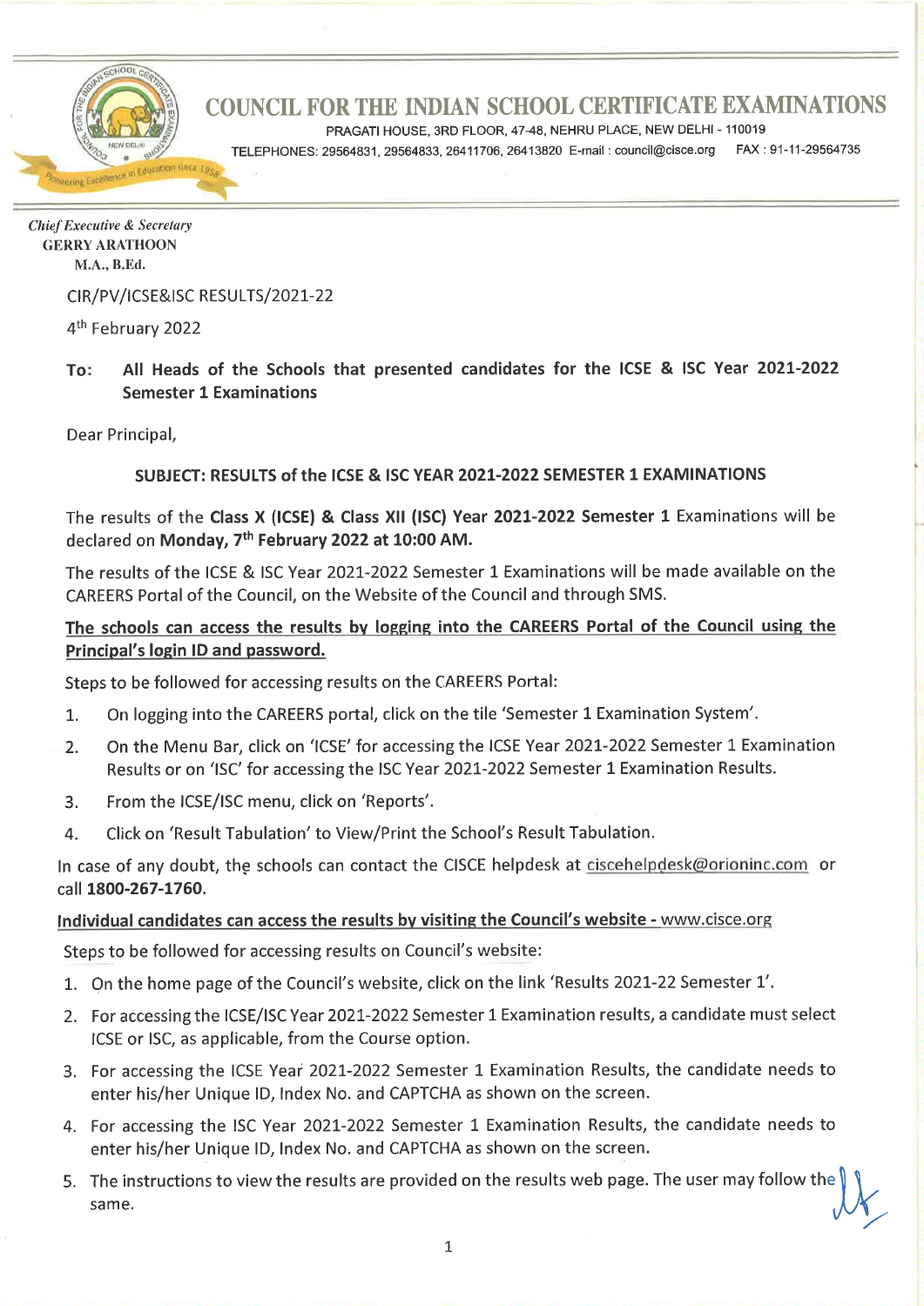# COUNCIL FOR THE INDIAN SCHOOL CERTIFICATE EXAMINATIONS

PRAGATI HOUSE, 3RD FLOOR, 47-48, NEHRU PLACE, NEW DELHI - 110019

TELEPHONES: 29564831, 29564833, 26411706, 26413820 E-mail : council@cisce.org FAX : 91-11-29564735

*Chief Executive & Secretary*
GERRY ARATHOON
M.A., B.Ed.

CIR/PV/ICSE&ISC RESULTS/2021-22

4th February 2022

**To: All Heads of the Schools that presented candidates for the ICSE & ISC Year 2021-2022 Semester 1 Examinations**

Dear Principal,

**SUBJECT: RESULTS of the ICSE & ISC YEAR 2021-2022 SEMESTER 1 EXAMINATIONS**

The results of the **Class X (ICSE) & Class XII (ISC) Year 2021-2022 Semester 1** Examinations will be declared on **Monday, 7th February 2022 at 10:00 AM.**

The results of the ICSE & ISC Year 2021-2022 Semester 1 Examinations will be made available on the CAREERS Portal of the Council, on the Website of the Council and through SMS.

**The schools can access the results by logging into the CAREERS Portal of the Council using the Principal's login ID and password.**

Steps to be followed for accessing results on the CAREERS Portal:

1. On logging into the CAREERS portal, click on the tile 'Semester 1 Examination System'.
2. On the Menu Bar, click on 'ICSE' for accessing the ICSE Year 2021-2022 Semester 1 Examination Results or on 'ISC' for accessing the ISC Year 2021-2022 Semester 1 Examination Results.
3. From the ICSE/ISC menu, click on 'Reports'.
4. Click on 'Result Tabulation' to View/Print the School's Result Tabulation.

In case of any doubt, the schools can contact the CISCE helpdesk at ciscehelpdesk@orioninc.com or call **1800-267-1760.**

**Individual candidates can access the results by visiting the Council's website -** www.cisce.org

Steps to be followed for accessing results on Council's website:

1. On the home page of the Council's website, click on the link 'Results 2021-22 Semester 1'.
2. For accessing the ICSE/ISC Year 2021-2022 Semester 1 Examination results, a candidate must select ICSE or ISC, as applicable, from the Course option.
3. For accessing the ICSE Year 2021-2022 Semester 1 Examination Results, the candidate needs to enter his/her Unique ID, Index No. and CAPTCHA as shown on the screen.
4. For accessing the ISC Year 2021-2022 Semester 1 Examination Results, the candidate needs to enter his/her Unique ID, Index No. and CAPTCHA as shown on the screen.
5. The instructions to view the results are provided on the results web page. The user may follow the same.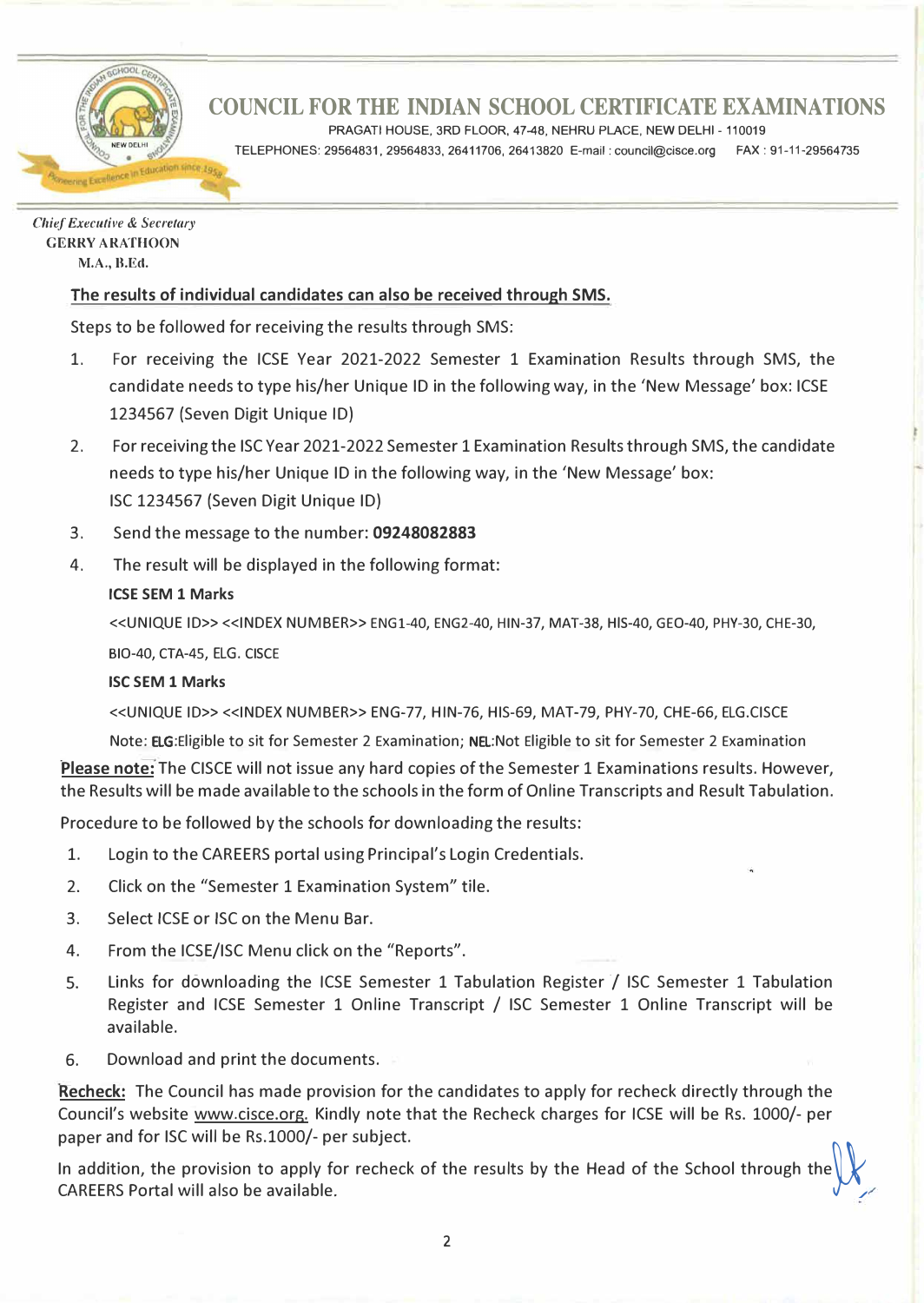# COUNCIL FOR THE INDIAN SCHOOL CERTIFICATE EXAMINATIONS

PRAGATI HOUSE, 3RD FLOOR, 47-48, NEHRU PLACE, NEW DELHI - 110019
TELEPHONES: 29564831, 29564833, 26411706, 26413820 E-mail : council@cisce.org FAX : 91-11-29564735

*Chief Executive & Secretary*
GERRY ARATHOON
M.A., B.Ed.

**The results of individual candidates can also be received through SMS.**

Steps to be followed for receiving the results through SMS:

1. For receiving the ICSE Year 2021-2022 Semester 1 Examination Results through SMS, the candidate needs to type his/her Unique ID in the following way, in the 'New Message' box: ICSE 1234567 (Seven Digit Unique ID)
2. For receiving the ISC Year 2021-2022 Semester 1 Examination Results through SMS, the candidate needs to type his/her Unique ID in the following way, in the 'New Message' box: ISC 1234567 (Seven Digit Unique ID)
3. Send the message to the number: **09248082883**
4. The result will be displayed in the following format:

   **ICSE SEM 1 Marks**

   <<UNIQUE ID>> <<INDEX NUMBER>> ENG1-40, ENG2-40, HIN-37, MAT-38, HIS-40, GEO-40, PHY-30, CHE-30, BIO-40, CTA-45, ELG. CISCE

   **ISC SEM 1 Marks**

   <<UNIQUE ID>> <<INDEX NUMBER>> ENG-77, HIN-76, HIS-69, MAT-79, PHY-70, CHE-66, ELG.CISCE

   Note: **ELG**:Eligible to sit for Semester 2 Examination; **NEL**:Not Eligible to sit for Semester 2 Examination

**Please note:** The CISCE will not issue any hard copies of the Semester 1 Examinations results. However, the Results will be made available to the schools in the form of Online Transcripts and Result Tabulation.

Procedure to be followed by the schools for downloading the results:

1. Login to the CAREERS portal using Principal's Login Credentials.
2. Click on the "Semester 1 Examination System" tile.
3. Select ICSE or ISC on the Menu Bar.
4. From the ICSE/ISC Menu click on the "Reports".
5. Links for downloading the ICSE Semester 1 Tabulation Register / ISC Semester 1 Tabulation Register and ICSE Semester 1 Online Transcript / ISC Semester 1 Online Transcript will be available.
6. Download and print the documents.

**Recheck:** The Council has made provision for the candidates to apply for recheck directly through the Council's website www.cisce.org. Kindly note that the Recheck charges for ICSE will be Rs. 1000/- per paper and for ISC will be Rs.1000/- per subject.

In addition, the provision to apply for recheck of the results by the Head of the School through the CAREERS Portal will also be available.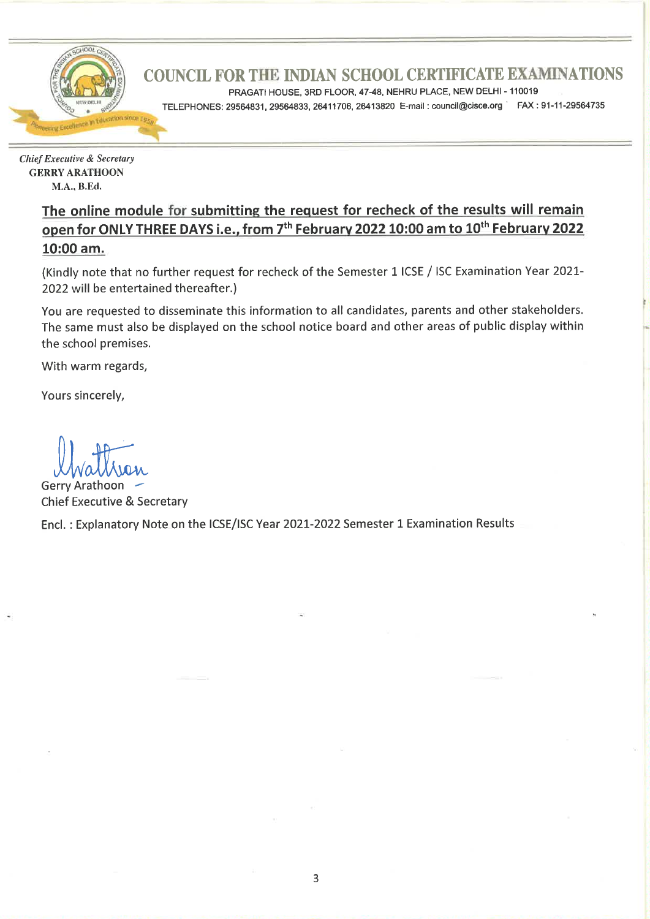# COUNCIL FOR THE INDIAN SCHOOL CERTIFICATE EXAMINATIONS

PRAGATI HOUSE, 3RD FLOOR, 47-48, NEHRU PLACE, NEW DELHI - 110019

TELEPHONES: 29564831, 29564833, 26411706, 26413820 E-mail : council@cisce.org FAX : 91-11-29564735

*Chief Executive & Secretary*
**GERRY ARATHOON**
**M.A., B.Ed.**

**The online module for submitting the request for recheck of the results will remain open for ONLY THREE DAYS i.e., from 7th February 2022 10:00 am to 10th February 2022 10:00 am.**

(Kindly note that no further request for recheck of the Semester 1 ICSE / ISC Examination Year 2021-2022 will be entertained thereafter.)

You are requested to disseminate this information to all candidates, parents and other stakeholders. The same must also be displayed on the school notice board and other areas of public display within the school premises.

With warm regards,

Yours sincerely,

Gerry Arathoon
Chief Executive & Secretary

Encl. : Explanatory Note on the ICSE/ISC Year 2021-2022 Semester 1 Examination Results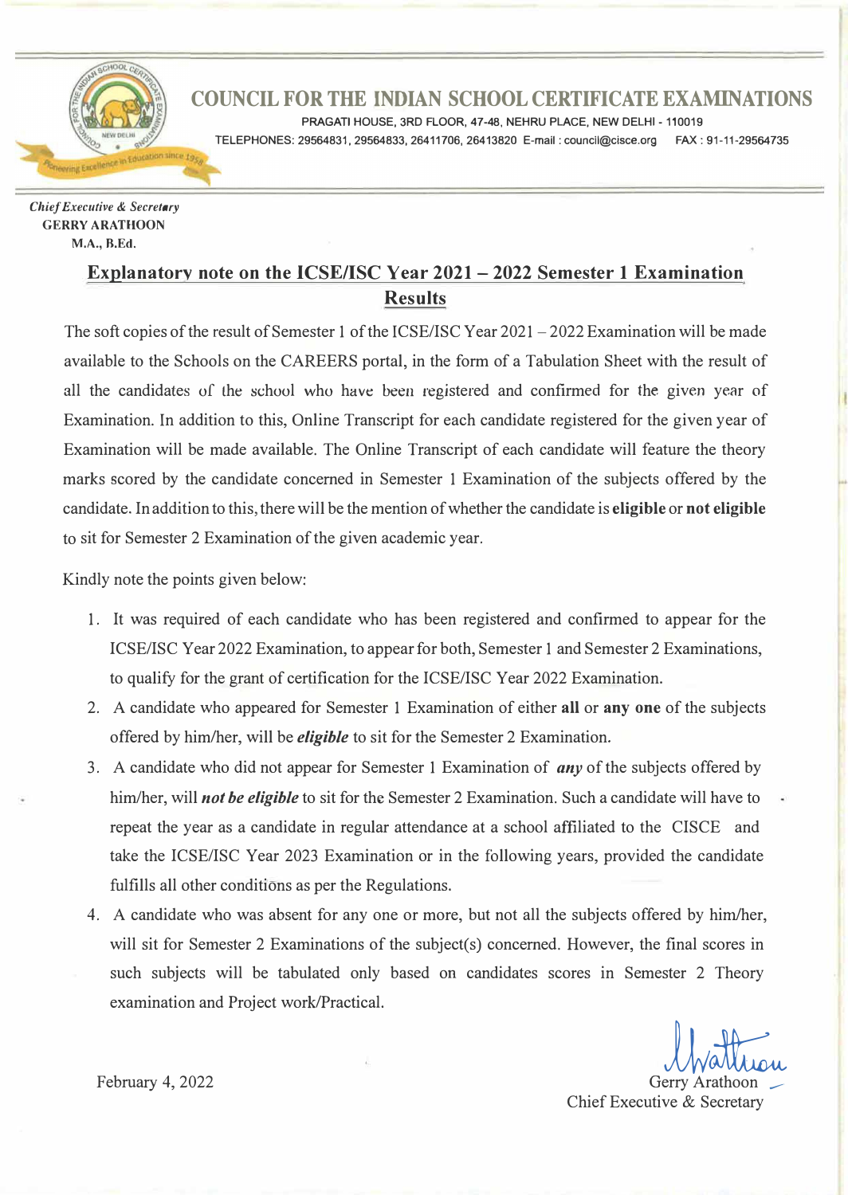# COUNCIL FOR THE INDIAN SCHOOL CERTIFICATE EXAMINATIONS

PRAGATI HOUSE, 3RD FLOOR, 47-48, NEHRU PLACE, NEW DELHI - 110019
TELEPHONES: 29564831, 29564833, 26411706, 26413820 E-mail : council@cisce.org FAX : 91-11-29564735

*Chief Executive & Secretary*
**GERRY ARATHOON**
**M.A., B.Ed.**

## Explanatory note on the ICSE/ISC Year 2021 – 2022 Semester 1 Examination Results

The soft copies of the result of Semester 1 of the ICSE/ISC Year 2021 – 2022 Examination will be made available to the Schools on the CAREERS portal, in the form of a Tabulation Sheet with the result of all the candidates of the school who have been registered and confirmed for the given year of Examination. In addition to this, Online Transcript for each candidate registered for the given year of Examination will be made available. The Online Transcript of each candidate will feature the theory marks scored by the candidate concerned in Semester 1 Examination of the subjects offered by the candidate. In addition to this, there will be the mention of whether the candidate is **eligible** or **not eligible** to sit for Semester 2 Examination of the given academic year.

Kindly note the points given below:

1. It was required of each candidate who has been registered and confirmed to appear for the ICSE/ISC Year 2022 Examination, to appear for both, Semester 1 and Semester 2 Examinations, to qualify for the grant of certification for the ICSE/ISC Year 2022 Examination.
2. A candidate who appeared for Semester 1 Examination of either **all** or **any one** of the subjects offered by him/her, will be ***eligible*** to sit for the Semester 2 Examination.
3. A candidate who did not appear for Semester 1 Examination of ***any*** of the subjects offered by him/her, will ***not be eligible*** to sit for the Semester 2 Examination. Such a candidate will have to repeat the year as a candidate in regular attendance at a school affiliated to the CISCE and take the ICSE/ISC Year 2023 Examination or in the following years, provided the candidate fulfills all other conditions as per the Regulations.
4. A candidate who was absent for any one or more, but not all the subjects offered by him/her, will sit for Semester 2 Examinations of the subject(s) concerned. However, the final scores in such subjects will be tabulated only based on candidates scores in Semester 2 Theory examination and Project work/Practical.

February 4, 2022

Gerry Arathoon
Chief Executive & Secretary